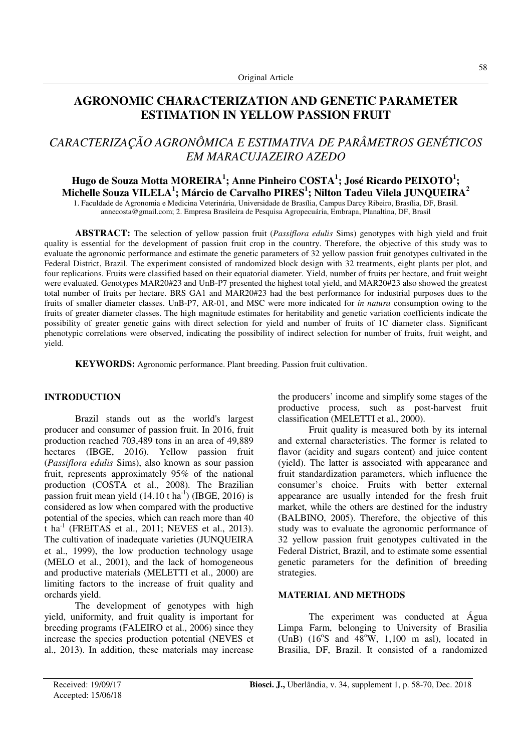Original Article

# AGRONOMIC CHARACTERIZATION AND GENETIC PARAMETER ESTIMATION IN YELLOW PASSION FRUIT

## *CARACTERIZAÇÃO AGRONÔMICA E ESTIMATIVA DE PARÂMETROS GENÉTICOS EM MARACUJAZEIRO AZEDO*

**Hugo de Souza Motta MOREIRA[1]; Anne Pinheiro COSTA[1]; José Ricardo PEIXOTO[1]; Michelle Souza VILELA[1]; Márcio de Carvalho PIRES[1]; Nilton Tadeu Vilela JUNQUEIRA[2]**

1. Faculdade de Agronomia e Medicina Veterinária, Universidade de Brasília, Campus Darcy Ribeiro, Brasília, DF, Brasil. annecosta@gmail.com; 2. Empresa Brasileira de Pesquisa Agropecuária, Embrapa, Planaltina, DF, Brasil

**ABSTRACT:** The selection of yellow passion fruit (*Passiflora edulis* Sims) genotypes with high yield and fruit quality is essential for the development of passion fruit crop in the country. Therefore, the objective of this study was to evaluate the agronomic performance and estimate the genetic parameters of 32 yellow passion fruit genotypes cultivated in the Federal District, Brazil. The experiment consisted of randomized block design with 32 treatments, eight plants per plot, and four replications. Fruits were classified based on their equatorial diameter. Yield, number of fruits per hectare, and fruit weight were evaluated. Genotypes MAR20#23 and UnB-P7 presented the highest total yield, and MAR20#23 also showed the greatest total number of fruits per hectare. BRS GA1 and MAR20#23 had the best performance for industrial purposes dues to the fruits of smaller diameter classes. UnB-P7, AR-01, and MSC were more indicated for *in natura* consumption owing to the fruits of greater diameter classes. The high magnitude estimates for heritability and genetic variation coefficients indicate the possibility of greater genetic gains with direct selection for yield and number of fruits of 1C diameter class. Significant phenotypic correlations were observed, indicating the possibility of indirect selection for number of fruits, fruit weight, and yield.

**KEYWORDS:** Agronomic performance. Plant breeding. Passion fruit cultivation.

## INTRODUCTION

Brazil stands out as the world's largest producer and consumer of passion fruit. In 2016, fruit production reached 703,489 tons in an area of 49,889 hectares (IBGE, 2016). Yellow passion fruit (*Passiflora edulis* Sims), also known as sour passion fruit, represents approximately 95% of the national production (COSTA et al., 2008). The Brazilian passion fruit mean yield (14.10 t ha$^{-1}$) (IBGE, 2016) is considered as low when compared with the productive potential of the species, which can reach more than 40 t ha$^{-1}$ (FREITAS et al., 2011; NEVES et al., 2013). The cultivation of inadequate varieties (JUNQUEIRA et al., 1999), the low production technology usage (MELO et al., 2001), and the lack of homogeneous and productive materials (MELETTI et al., 2000) are limiting factors to the increase of fruit quality and orchards yield.

The development of genotypes with high yield, uniformity, and fruit quality is important for breeding programs (FALEIRO et al., 2006) since they increase the species production potential (NEVES et al., 2013). In addition, these materials may increase the producers' income and simplify some stages of the productive process, such as post-harvest fruit classification (MELETTI et al., 2000).

Fruit quality is measured both by its internal and external characteristics. The former is related to flavor (acidity and sugars content) and juice content (yield). The latter is associated with appearance and fruit standardization parameters, which influence the consumer's choice. Fruits with better external appearance are usually intended for the fresh fruit market, while the others are destined for the industry (BALBINO, 2005). Therefore, the objective of this study was to evaluate the agronomic performance of 32 yellow passion fruit genotypes cultivated in the Federal District, Brazil, and to estimate some essential genetic parameters for the definition of breeding strategies.

## MATERIAL AND METHODS

The experiment was conducted at Água Limpa Farm, belonging to University of Brasilia (UnB) (16°S and 48°W, 1,100 m asl), located in Brasilia, DF, Brazil. It consisted of a randomized

Received: 19/09/17
Accepted: 15/06/18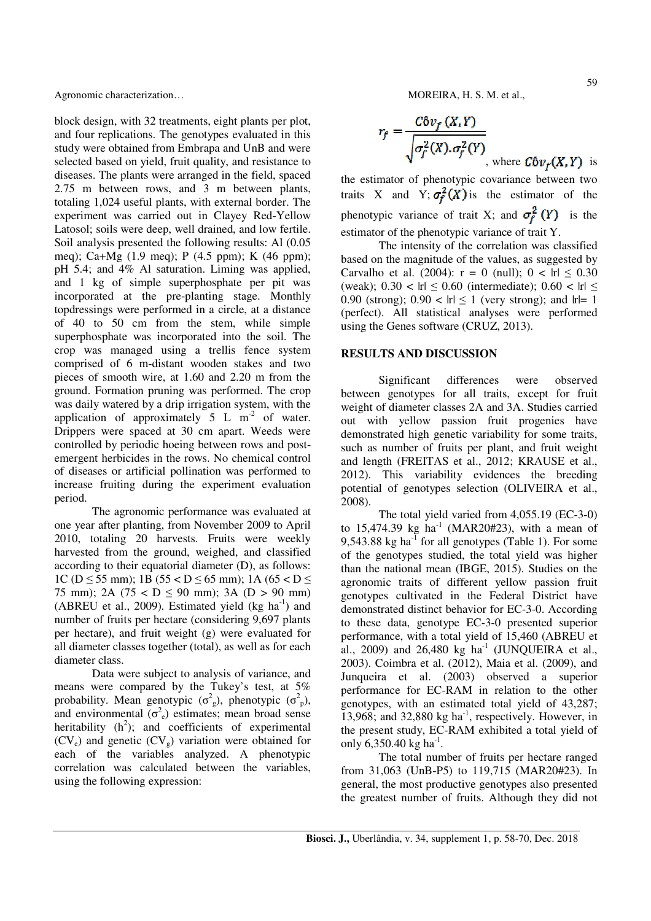block design, with 32 treatments, eight plants per plot, and four replications. The genotypes evaluated in this study were obtained from Embrapa and UnB and were selected based on yield, fruit quality, and resistance to diseases. The plants were arranged in the field, spaced 2.75 m between rows, and 3 m between plants, totaling 1,024 useful plants, with external border. The experiment was carried out in Clayey Red-Yellow Latosol; soils were deep, well drained, and low fertile. Soil analysis presented the following results: Al (0.05 meq); Ca+Mg (1.9 meq); P (4.5 ppm); K (46 ppm); pH 5.4; and 4% Al saturation. Liming was applied, and 1 kg of simple superphosphate per pit was incorporated at the pre-planting stage. Monthly topdressings were performed in a circle, at a distance of 40 to 50 cm from the stem, while simple superphosphate was incorporated into the soil. The crop was managed using a trellis fence system comprised of 6 m-distant wooden stakes and two pieces of smooth wire, at 1.60 and 2.20 m from the ground. Formation pruning was performed. The crop was daily watered by a drip irrigation system, with the application of approximately 5 L $m^{-2}$ of water. Drippers were spaced at 30 cm apart. Weeds were controlled by periodic hoeing between rows and post-emergent herbicides in the rows. No chemical control of diseases or artificial pollination was performed to increase fruiting during the experiment evaluation period.

The agronomic performance was evaluated at one year after planting, from November 2009 to April 2010, totaling 20 harvests. Fruits were weekly harvested from the ground, weighed, and classified according to their equatorial diameter (D), as follows: 1C ($D \leq 55$ mm); 1B ($55 < D \leq 65$ mm); 1A ($65 < D \leq 75$ mm); 2A ($75 < D \leq 90$ mm); 3A ($D > 90$ mm) (ABREU et al., 2009). Estimated yield (kg $ha^{-1}$) and number of fruits per hectare (considering 9,697 plants per hectare), and fruit weight (g) were evaluated for all diameter classes together (total), as well as for each diameter class.

Data were subject to analysis of variance, and means were compared by the Tukey's test, at 5% probability. Mean genotypic ($\sigma^2_g$), phenotypic ($\sigma^2_p$), and environmental ($\sigma^2_e$) estimates; mean broad sense heritability ($h^2$); and coefficients of experimental ($CV_e$) and genetic ($CV_g$) variation were obtained for each of the variables analyzed. A phenotypic correlation was calculated between the variables, using the following expression:

$$r_f = \frac{\hat{Cov}_f(X,Y)}{\sqrt{\sigma^2_f(X).\sigma^2_f(Y)}}$$

, where $\hat{Cov}_f(X,Y)$ is the estimator of phenotypic covariance between two traits X and Y; $\sigma^2_f(X)$ is the estimator of the phenotypic variance of trait X; and $\sigma^2_f(Y)$ is the estimator of the phenotypic variance of trait Y.

The intensity of the correlation was classified based on the magnitude of the values, as suggested by Carvalho et al. (2004): $r = 0$ (null); $0 < |r| \leq 0.30$ (weak); $0.30 < |r| \leq 0.60$ (intermediate); $0.60 < |r| \leq 0.90$ (strong); $0.90 < |r| \leq 1$ (very strong); and $|r| = 1$ (perfect). All statistical analyses were performed using the Genes software (CRUZ, 2013).

## RESULTS AND DISCUSSION

Significant differences were observed between genotypes for all traits, except for fruit weight of diameter classes 2A and 3A. Studies carried out with yellow passion fruit progenies have demonstrated high genetic variability for some traits, such as number of fruits per plant, and fruit weight and length (FREITAS et al., 2012; KRAUSE et al., 2012). This variability evidences the breeding potential of genotypes selection (OLIVEIRA et al., 2008).

The total yield varied from 4,055.19 (EC-3-0) to 15,474.39 kg $ha^{-1}$ (MAR20#23), with a mean of 9,543.88 kg $ha^{-1}$ for all genotypes (Table 1). For some of the genotypes studied, the total yield was higher than the national mean (IBGE, 2015). Studies on the agronomic traits of different yellow passion fruit genotypes cultivated in the Federal District have demonstrated distinct behavior for EC-3-0. According to these data, genotype EC-3-0 presented superior performance, with a total yield of 15,460 (ABREU et al., 2009) and 26,480 kg $ha^{-1}$ (JUNQUEIRA et al., 2003). Coimbra et al. (2012), Maia et al. (2009), and Junqueira et al. (2003) observed a superior performance for EC-RAM in relation to the other genotypes, with an estimated total yield of 43,287; 13,968; and 32,880 kg $ha^{-1}$, respectively. However, in the present study, EC-RAM exhibited a total yield of only 6,350.40 kg $ha^{-1}$.

The total number of fruits per hectare ranged from 31,063 (UnB-P5) to 119,715 (MAR20#23). In general, the most productive genotypes also presented the greatest number of fruits. Although they did not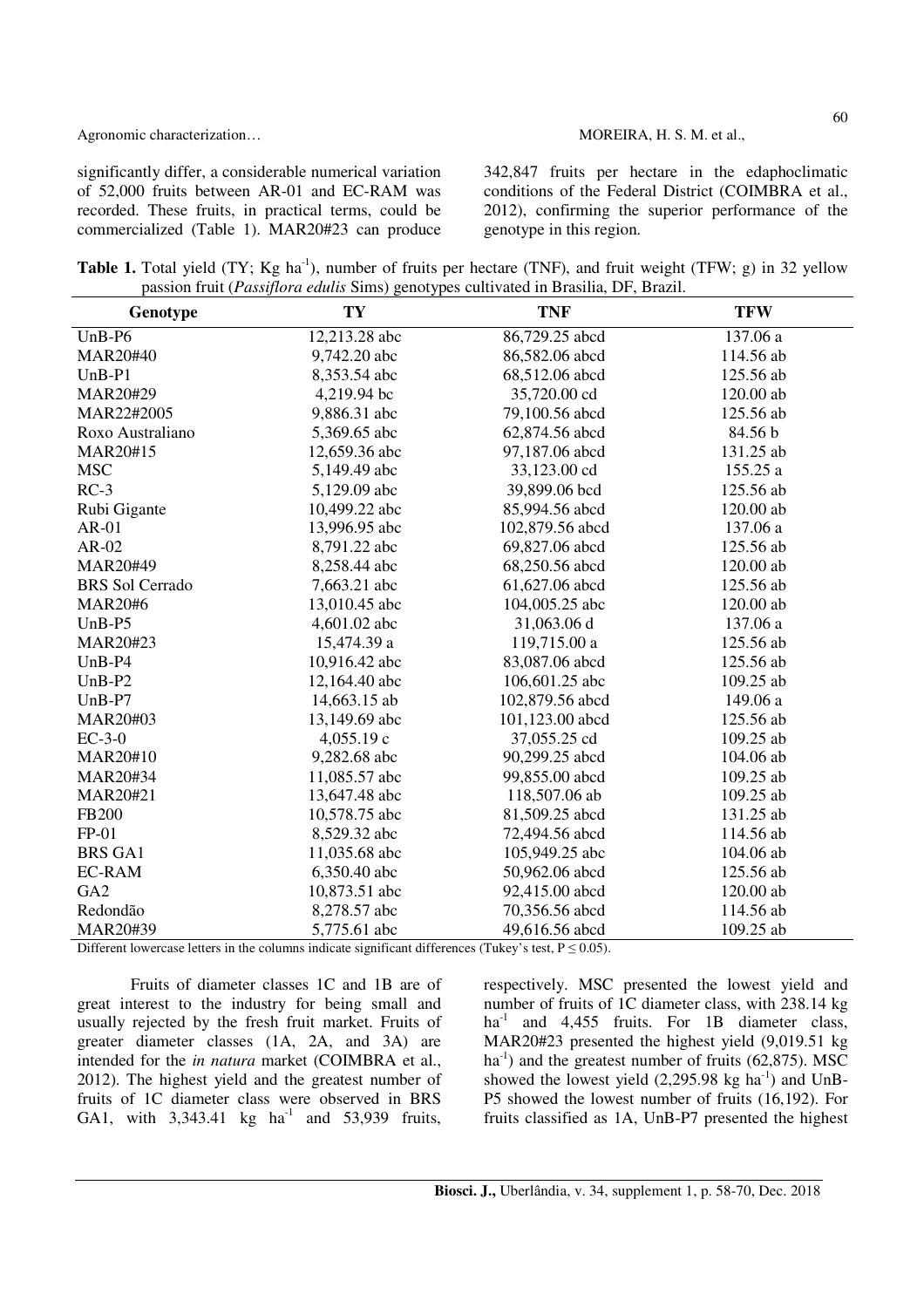significantly differ, a considerable numerical variation of 52,000 fruits between AR-01 and EC-RAM was recorded. These fruits, in practical terms, could be commercialized (Table 1). MAR20#23 can produce 342,847 fruits per hectare in the edaphoclimatic conditions of the Federal District (COIMBRA et al., 2012), confirming the superior performance of the genotype in this region.

**Table 1.** Total yield (TY; Kg ha$^{-1}$), number of fruits per hectare (TNF), and fruit weight (TFW; g) in 32 yellow passion fruit (*Passiflora edulis* Sims) genotypes cultivated in Brasilia, DF, Brazil.

| Genotype | TY | TNF | TFW |
|---|---|---|---|
| UnB-P6 | 12,213.28 abc | 86,729.25 abcd | 137.06 a |
| MAR20#40 | 9,742.20 abc | 86,582.06 abcd | 114.56 ab |
| UnB-P1 | 8,353.54 abc | 68,512.06 abcd | 125.56 ab |
| MAR20#29 | 4,219.94 bc | 35,720.00 cd | 120.00 ab |
| MAR22#2005 | 9,886.31 abc | 79,100.56 abcd | 125.56 ab |
| Roxo Australiano | 5,369.65 abc | 62,874.56 abcd | 84.56 b |
| MAR20#15 | 12,659.36 abc | 97,187.06 abcd | 131.25 ab |
| MSC | 5,149.49 abc | 33,123.00 cd | 155.25 a |
| RC-3 | 5,129.09 abc | 39,899.06 bcd | 125.56 ab |
| Rubi Gigante | 10,499.22 abc | 85,994.56 abcd | 120.00 ab |
| AR-01 | 13,996.95 abc | 102,879.56 abcd | 137.06 a |
| AR-02 | 8,791.22 abc | 69,827.06 abcd | 125.56 ab |
| MAR20#49 | 8,258.44 abc | 68,250.56 abcd | 120.00 ab |
| BRS Sol Cerrado | 7,663.21 abc | 61,627.06 abcd | 125.56 ab |
| MAR20#6 | 13,010.45 abc | 104,005.25 abc | 120.00 ab |
| UnB-P5 | 4,601.02 abc | 31,063.06 d | 137.06 a |
| MAR20#23 | 15,474.39 a | 119,715.00 a | 125.56 ab |
| UnB-P4 | 10,916.42 abc | 83,087.06 abcd | 125.56 ab |
| UnB-P2 | 12,164.40 abc | 106,601.25 abc | 109.25 ab |
| UnB-P7 | 14,663.15 ab | 102,879.56 abcd | 149.06 a |
| MAR20#03 | 13,149.69 abc | 101,123.00 abcd | 125.56 ab |
| EC-3-0 | 4,055.19 c | 37,055.25 cd | 109.25 ab |
| MAR20#10 | 9,282.68 abc | 90,299.25 abcd | 104.06 ab |
| MAR20#34 | 11,085.57 abc | 99,855.00 abcd | 109.25 ab |
| MAR20#21 | 13,647.48 abc | 118,507.06 ab | 109.25 ab |
| FB200 | 10,578.75 abc | 81,509.25 abcd | 131.25 ab |
| FP-01 | 8,529.32 abc | 72,494.56 abcd | 114.56 ab |
| BRS GA1 | 11,035.68 abc | 105,949.25 abc | 104.06 ab |
| EC-RAM | 6,350.40 abc | 50,962.06 abcd | 125.56 ab |
| GA2 | 10,873.51 abc | 92,415.00 abcd | 120.00 ab |
| Redondão | 8,278.57 abc | 70,356.56 abcd | 114.56 ab |
| MAR20#39 | 5,775.61 abc | 49,616.56 abcd | 109.25 ab |

Different lowercase letters in the columns indicate significant differences (Tukey's test, $P \leq 0.05$).

Fruits of diameter classes 1C and 1B are of great interest to the industry for being small and usually rejected by the fresh fruit market. Fruits of greater diameter classes (1A, 2A, and 3A) are intended for the *in natura* market (COIMBRA et al., 2012). The highest yield and the greatest number of fruits of 1C diameter class were observed in BRS GA1, with 3,343.41 kg ha$^{-1}$ and 53,939 fruits, respectively. MSC presented the lowest yield and number of fruits of 1C diameter class, with 238.14 kg ha$^{-1}$ and 4,455 fruits. For 1B diameter class, MAR20#23 presented the highest yield (9,019.51 kg ha$^{-1}$) and the greatest number of fruits (62,875). MSC showed the lowest yield (2,295.98 kg ha$^{-1}$) and UnB-P5 showed the lowest number of fruits (16,192). For fruits classified as 1A, UnB-P7 presented the highest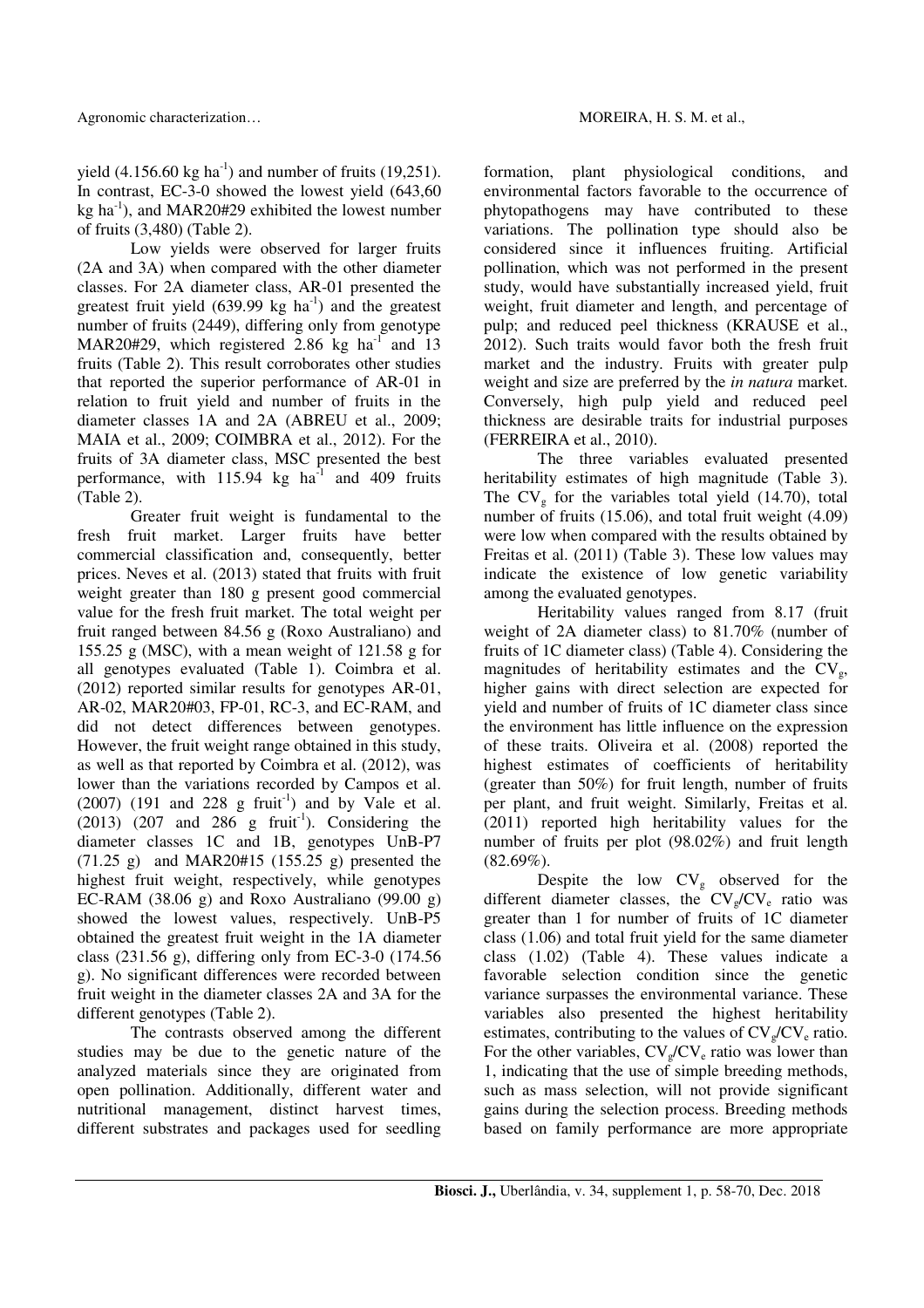yield (4.156.60 kg ha$^{-1}$) and number of fruits (19,251). In contrast, EC-3-0 showed the lowest yield (643,60 kg ha$^{-1}$), and MAR20#29 exhibited the lowest number of fruits (3,480) (Table 2).

Low yields were observed for larger fruits (2A and 3A) when compared with the other diameter classes. For 2A diameter class, AR-01 presented the greatest fruit yield (639.99 kg ha$^{-1}$) and the greatest number of fruits (2449), differing only from genotype MAR20#29, which registered 2.86 kg ha$^{-1}$ and 13 fruits (Table 2). This result corroborates other studies that reported the superior performance of AR-01 in relation to fruit yield and number of fruits in the diameter classes 1A and 2A (ABREU et al., 2009; MAIA et al., 2009; COIMBRA et al., 2012). For the fruits of 3A diameter class, MSC presented the best performance, with 115.94 kg ha$^{-1}$ and 409 fruits (Table 2).

Greater fruit weight is fundamental to the fresh fruit market. Larger fruits have better commercial classification and, consequently, better prices. Neves et al. (2013) stated that fruits with fruit weight greater than 180 g present good commercial value for the fresh fruit market. The total weight per fruit ranged between 84.56 g (Roxo Australiano) and 155.25 g (MSC), with a mean weight of 121.58 g for all genotypes evaluated (Table 1). Coimbra et al. (2012) reported similar results for genotypes AR-01, AR-02, MAR20#03, FP-01, RC-3, and EC-RAM, and did not detect differences between genotypes. However, the fruit weight range obtained in this study, as well as that reported by Coimbra et al. (2012), was lower than the variations recorded by Campos et al. (2007) (191 and 228 g fruit$^{-1}$) and by Vale et al. (2013) (207 and 286 g fruit$^{-1}$). Considering the diameter classes 1C and 1B, genotypes UnB-P7 (71.25 g) and MAR20#15 (155.25 g) presented the highest fruit weight, respectively, while genotypes EC-RAM (38.06 g) and Roxo Australiano (99.00 g) showed the lowest values, respectively. UnB-P5 obtained the greatest fruit weight in the 1A diameter class (231.56 g), differing only from EC-3-0 (174.56 g). No significant differences were recorded between fruit weight in the diameter classes 2A and 3A for the different genotypes (Table 2).

The contrasts observed among the different studies may be due to the genetic nature of the analyzed materials since they are originated from open pollination. Additionally, different water and nutritional management, distinct harvest times, different substrates and packages used for seedling formation, plant physiological conditions, and environmental factors favorable to the occurrence of phytopathogens may have contributed to these variations. The pollination type should also be considered since it influences fruiting. Artificial pollination, which was not performed in the present study, would have substantially increased yield, fruit weight, fruit diameter and length, and percentage of pulp; and reduced peel thickness (KRAUSE et al., 2012). Such traits would favor both the fresh fruit market and the industry. Fruits with greater pulp weight and size are preferred by the *in natura* market. Conversely, high pulp yield and reduced peel thickness are desirable traits for industrial purposes (FERREIRA et al., 2010).

The three variables evaluated presented heritability estimates of high magnitude (Table 3). The $CV_g$ for the variables total yield (14.70), total number of fruits (15.06), and total fruit weight (4.09) were low when compared with the results obtained by Freitas et al. (2011) (Table 3). These low values may indicate the existence of low genetic variability among the evaluated genotypes.

Heritability values ranged from 8.17 (fruit weight of 2A diameter class) to 81.70% (number of fruits of 1C diameter class) (Table 4). Considering the magnitudes of heritability estimates and the $CV_g$, higher gains with direct selection are expected for yield and number of fruits of 1C diameter class since the environment has little influence on the expression of these traits. Oliveira et al. (2008) reported the highest estimates of coefficients of heritability (greater than 50%) for fruit length, number of fruits per plant, and fruit weight. Similarly, Freitas et al. (2011) reported high heritability values for the number of fruits per plot (98.02%) and fruit length (82.69%).

Despite the low $CV_g$ observed for the different diameter classes, the $CV_g/CV_e$ ratio was greater than 1 for number of fruits of 1C diameter class (1.06) and total fruit yield for the same diameter class (1.02) (Table 4). These values indicate a favorable selection condition since the genetic variance surpasses the environmental variance. These variables also presented the highest heritability estimates, contributing to the values of $CV_g/CV_e$ ratio. For the other variables, $CV_g/CV_e$ ratio was lower than 1, indicating that the use of simple breeding methods, such as mass selection, will not provide significant gains during the selection process. Breeding methods based on family performance are more appropriate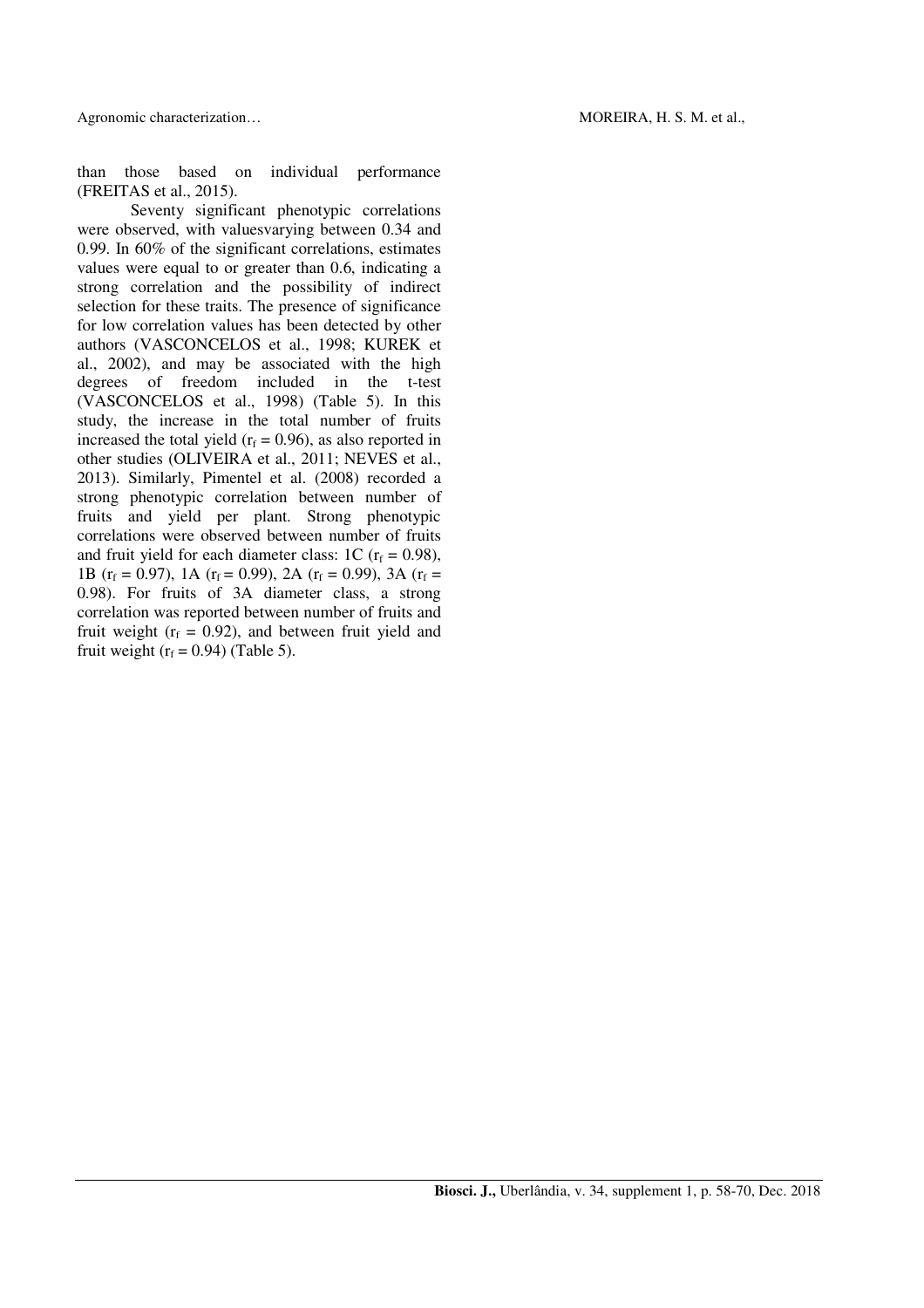than those based on individual performance (FREITAS et al., 2015).

Seventy significant phenotypic correlations were observed, with valuesvarying between 0.34 and 0.99. In 60% of the significant correlations, estimates values were equal to or greater than 0.6, indicating a strong correlation and the possibility of indirect selection for these traits. The presence of significance for low correlation values has been detected by other authors (VASCONCELOS et al., 1998; KUREK et al., 2002), and may be associated with the high degrees of freedom included in the t-test (VASCONCELOS et al., 1998) (Table 5). In this study, the increase in the total number of fruits increased the total yield ($r_f = 0.96$), as also reported in other studies (OLIVEIRA et al., 2011; NEVES et al., 2013). Similarly, Pimentel et al. (2008) recorded a strong phenotypic correlation between number of fruits and yield per plant. Strong phenotypic correlations were observed between number of fruits and fruit yield for each diameter class: 1C ($r_f = 0.98$), 1B ($r_f = 0.97$), 1A ($r_f = 0.99$), 2A ($r_f = 0.99$), 3A ($r_f = 0.98$). For fruits of 3A diameter class, a strong correlation was reported between number of fruits and fruit weight ($r_f = 0.92$), and between fruit yield and fruit weight ($r_f = 0.94$) (Table 5).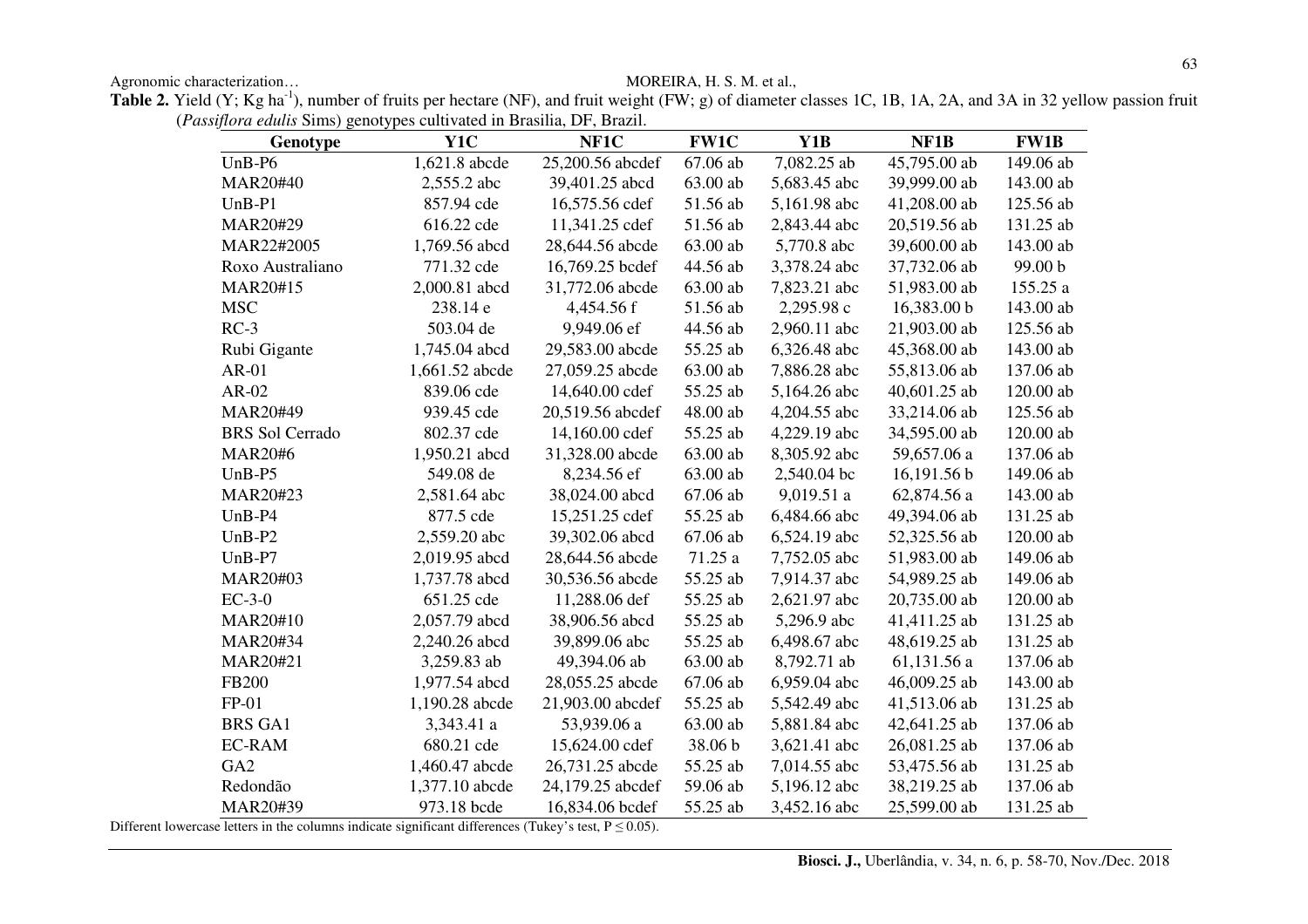**Table 2.** Yield (Y; Kg ha$^{-1}$), number of fruits per hectare (NF), and fruit weight (FW; g) of diameter classes 1C, 1B, 1A, 2A, and 3A in 32 yellow passion fruit (*Passiflora edulis* Sims) genotypes cultivated in Brasilia, DF, Brazil.

| Genotype | Y1C | NF1C | FW1C | Y1B | NF1B | FW1B |
|---|---|---|---|---|---|---|
| UnB-P6 | 1,621.8 abcde | 25,200.56 abcdef | 67.06 ab | 7,082.25 ab | 45,795.00 ab | 149.06 ab |
| MAR20#40 | 2,555.2 abc | 39,401.25 abcd | 63.00 ab | 5,683.45 abc | 39,999.00 ab | 143.00 ab |
| UnB-P1 | 857.94 cde | 16,575.56 cdef | 51.56 ab | 5,161.98 abc | 41,208.00 ab | 125.56 ab |
| MAR20#29 | 616.22 cde | 11,341.25 cdef | 51.56 ab | 2,843.44 abc | 20,519.56 ab | 131.25 ab |
| MAR22#2005 | 1,769.56 abcd | 28,644.56 abcde | 63.00 ab | 5,770.8 abc | 39,600.00 ab | 143.00 ab |
| Roxo Australiano | 771.32 cde | 16,769.25 bcdef | 44.56 ab | 3,378.24 abc | 37,732.06 ab | 99.00 b |
| MAR20#15 | 2,000.81 abcd | 31,772.06 abcde | 63.00 ab | 7,823.21 abc | 51,983.00 ab | 155.25 a |
| MSC | 238.14 e | 4,454.56 f | 51.56 ab | 2,295.98 c | 16,383.00 b | 143.00 ab |
| RC-3 | 503.04 de | 9,949.06 ef | 44.56 ab | 2,960.11 abc | 21,903.00 ab | 125.56 ab |
| Rubi Gigante | 1,745.04 abcd | 29,583.00 abcde | 55.25 ab | 6,326.48 abc | 45,368.00 ab | 143.00 ab |
| AR-01 | 1,661.52 abcde | 27,059.25 abcde | 63.00 ab | 7,886.28 abc | 55,813.06 ab | 137.06 ab |
| AR-02 | 839.06 cde | 14,640.00 cdef | 55.25 ab | 5,164.26 abc | 40,601.25 ab | 120.00 ab |
| MAR20#49 | 939.45 cde | 20,519.56 abcdef | 48.00 ab | 4,204.55 abc | 33,214.06 ab | 125.56 ab |
| BRS Sol Cerrado | 802.37 cde | 14,160.00 cdef | 55.25 ab | 4,229.19 abc | 34,595.00 ab | 120.00 ab |
| MAR20#6 | 1,950.21 abcd | 31,328.00 abcde | 63.00 ab | 8,305.92 abc | 59,657.06 a | 137.06 ab |
| UnB-P5 | 549.08 de | 8,234.56 ef | 63.00 ab | 2,540.04 bc | 16,191.56 b | 149.06 ab |
| MAR20#23 | 2,581.64 abc | 38,024.00 abcd | 67.06 ab | 9,019.51 a | 62,874.56 a | 143.00 ab |
| UnB-P4 | 877.5 cde | 15,251.25 cdef | 55.25 ab | 6,484.66 abc | 49,394.06 ab | 131.25 ab |
| UnB-P2 | 2,559.20 abc | 39,302.06 abcd | 67.06 ab | 6,524.19 abc | 52,325.56 ab | 120.00 ab |
| UnB-P7 | 2,019.95 abcd | 28,644.56 abcde | 71.25 a | 7,752.05 abc | 51,983.00 ab | 149.06 ab |
| MAR20#03 | 1,737.78 abcd | 30,536.56 abcde | 55.25 ab | 7,914.37 abc | 54,989.25 ab | 149.06 ab |
| EC-3-0 | 651.25 cde | 11,288.06 def | 55.25 ab | 2,621.97 abc | 20,735.00 ab | 120.00 ab |
| MAR20#10 | 2,057.79 abcd | 38,906.56 abcd | 55.25 ab | 5,296.9 abc | 41,411.25 ab | 131.25 ab |
| MAR20#34 | 2,240.26 abcd | 39,899.06 abc | 55.25 ab | 6,498.67 abc | 48,619.25 ab | 131.25 ab |
| MAR20#21 | 3,259.83 ab | 49,394.06 ab | 63.00 ab | 8,792.71 ab | 61,131.56 a | 137.06 ab |
| FB200 | 1,977.54 abcd | 28,055.25 abcde | 67.06 ab | 6,959.04 abc | 46,009.25 ab | 143.00 ab |
| FP-01 | 1,190.28 abcde | 21,903.00 abcdef | 55.25 ab | 5,542.49 abc | 41,513.06 ab | 131.25 ab |
| BRS GA1 | 3,343.41 a | 53,939.06 a | 63.00 ab | 5,881.84 abc | 42,641.25 ab | 137.06 ab |
| EC-RAM | 680.21 cde | 15,624.00 cdef | 38.06 b | 3,621.41 abc | 26,081.25 ab | 137.06 ab |
| GA2 | 1,460.47 abcde | 26,731.25 abcde | 55.25 ab | 7,014.55 abc | 53,475.56 ab | 131.25 ab |
| Redondão | 1,377.10 abcde | 24,179.25 abcdef | 59.06 ab | 5,196.12 abc | 38,219.25 ab | 137.06 ab |
| MAR20#39 | 973.18 bcde | 16,834.06 bcdef | 55.25 ab | 3,452.16 abc | 25,599.00 ab | 131.25 ab |

Different lowercase letters in the columns indicate significant differences (Tukey's test, $P \leq 0.05$).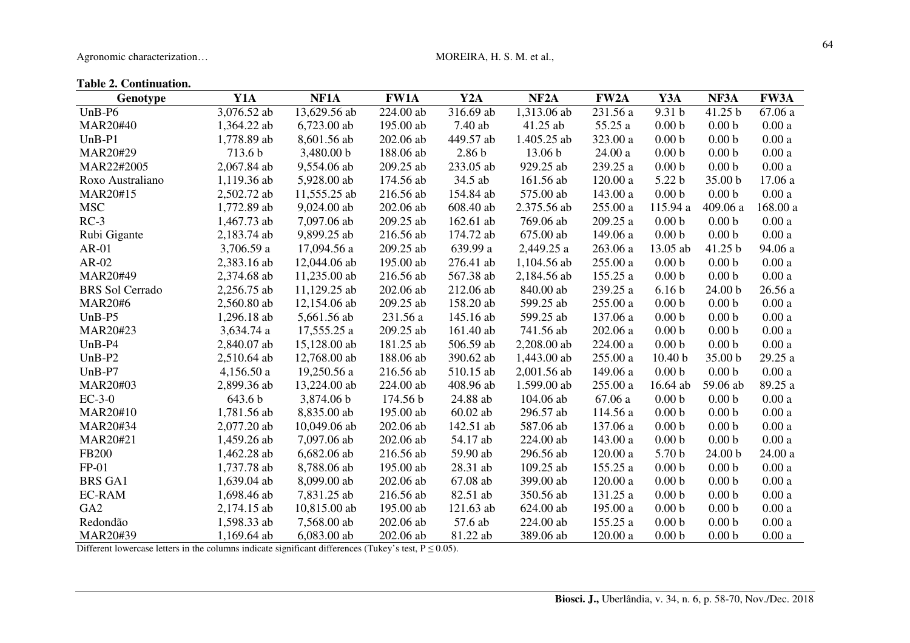**Table 2. Continuation.**

| Genotype | Y1A | NF1A | FW1A | Y2A | NF2A | FW2A | Y3A | NF3A | FW3A |
|---|---|---|---|---|---|---|---|---|---|
| UnB-P6 | 3,076.52 ab | 13,629.56 ab | 224.00 ab | 316.69 ab | 1,313.06 ab | 231.56 a | 9.31 b | 41.25 b | 67.06 a |
| MAR20#40 | 1,364.22 ab | 6,723.00 ab | 195.00 ab | 7.40 ab | 41.25 ab | 55.25 a | 0.00 b | 0.00 b | 0.00 a |
| UnB-P1 | 1,778.89 ab | 8,601.56 ab | 202.06 ab | 449.57 ab | 1.405.25 ab | 323.00 a | 0.00 b | 0.00 b | 0.00 a |
| MAR20#29 | 713.6 b | 3,480.00 b | 188.06 ab | 2.86 b | 13.06 b | 24.00 a | 0.00 b | 0.00 b | 0.00 a |
| MAR22#2005 | 2,067.84 ab | 9,554.06 ab | 209.25 ab | 233.05 ab | 929.25 ab | 239.25 a | 0.00 b | 0.00 b | 0.00 a |
| Roxo Australiano | 1,119.36 ab | 5,928.00 ab | 174.56 ab | 34.5 ab | 161.56 ab | 120.00 a | 5.22 b | 35.00 b | 17.06 a |
| MAR20#15 | 2,502.72 ab | 11,555.25 ab | 216.56 ab | 154.84 ab | 575.00 ab | 143.00 a | 0.00 b | 0.00 b | 0.00 a |
| MSC | 1,772.89 ab | 9,024.00 ab | 202.06 ab | 608.40 ab | 2.375.56 ab | 255.00 a | 115.94 a | 409.06 a | 168.00 a |
| RC-3 | 1,467.73 ab | 7,097.06 ab | 209.25 ab | 162.61 ab | 769.06 ab | 209.25 a | 0.00 b | 0.00 b | 0.00 a |
| Rubi Gigante | 2,183.74 ab | 9,899.25 ab | 216.56 ab | 174.72 ab | 675.00 ab | 149.06 a | 0.00 b | 0.00 b | 0.00 a |
| AR-01 | 3,706.59 a | 17,094.56 a | 209.25 ab | 639.99 a | 2,449.25 a | 263.06 a | 13.05 ab | 41.25 b | 94.06 a |
| AR-02 | 2,383.16 ab | 12,044.06 ab | 195.00 ab | 276.41 ab | 1,104.56 ab | 255.00 a | 0.00 b | 0.00 b | 0.00 a |
| MAR20#49 | 2,374.68 ab | 11,235.00 ab | 216.56 ab | 567.38 ab | 2,184.56 ab | 155.25 a | 0.00 b | 0.00 b | 0.00 a |
| BRS Sol Cerrado | 2,256.75 ab | 11,129.25 ab | 202.06 ab | 212.06 ab | 840.00 ab | 239.25 a | 6.16 b | 24.00 b | 26.56 a |
| MAR20#6 | 2,560.80 ab | 12,154.06 ab | 209.25 ab | 158.20 ab | 599.25 ab | 255.00 a | 0.00 b | 0.00 b | 0.00 a |
| UnB-P5 | 1,296.18 ab | 5,661.56 ab | 231.56 a | 145.16 ab | 599.25 ab | 137.06 a | 0.00 b | 0.00 b | 0.00 a |
| MAR20#23 | 3,634.74 a | 17,555.25 a | 209.25 ab | 161.40 ab | 741.56 ab | 202.06 a | 0.00 b | 0.00 b | 0.00 a |
| UnB-P4 | 2,840.07 ab | 15,128.00 ab | 181.25 ab | 506.59 ab | 2,208.00 ab | 224.00 a | 0.00 b | 0.00 b | 0.00 a |
| UnB-P2 | 2,510.64 ab | 12,768.00 ab | 188.06 ab | 390.62 ab | 1,443.00 ab | 255.00 a | 10.40 b | 35.00 b | 29.25 a |
| UnB-P7 | 4,156.50 a | 19,250.56 a | 216.56 ab | 510.15 ab | 2,001.56 ab | 149.06 a | 0.00 b | 0.00 b | 0.00 a |
| MAR20#03 | 2,899.36 ab | 13,224.00 ab | 224.00 ab | 408.96 ab | 1.599.00 ab | 255.00 a | 16.64 ab | 59.06 ab | 89.25 a |
| EC-3-0 | 643.6 b | 3,874.06 b | 174.56 b | 24.88 ab | 104.06 ab | 67.06 a | 0.00 b | 0.00 b | 0.00 a |
| MAR20#10 | 1,781.56 ab | 8,835.00 ab | 195.00 ab | 60.02 ab | 296.57 ab | 114.56 a | 0.00 b | 0.00 b | 0.00 a |
| MAR20#34 | 2,077.20 ab | 10,049.06 ab | 202.06 ab | 142.51 ab | 587.06 ab | 137.06 a | 0.00 b | 0.00 b | 0.00 a |
| MAR20#21 | 1,459.26 ab | 7,097.06 ab | 202.06 ab | 54.17 ab | 224.00 ab | 143.00 a | 0.00 b | 0.00 b | 0.00 a |
| FB200 | 1,462.28 ab | 6,682.06 ab | 216.56 ab | 59.90 ab | 296.56 ab | 120.00 a | 5.70 b | 24.00 b | 24.00 a |
| FP-01 | 1,737.78 ab | 8,788.06 ab | 195.00 ab | 28.31 ab | 109.25 ab | 155.25 a | 0.00 b | 0.00 b | 0.00 a |
| BRS GA1 | 1,639.04 ab | 8,099.00 ab | 202.06 ab | 67.08 ab | 399.00 ab | 120.00 a | 0.00 b | 0.00 b | 0.00 a |
| EC-RAM | 1,698.46 ab | 7,831.25 ab | 216.56 ab | 82.51 ab | 350.56 ab | 131.25 a | 0.00 b | 0.00 b | 0.00 a |
| GA2 | 2,174.15 ab | 10,815.00 ab | 195.00 ab | 121.63 ab | 624.00 ab | 195.00 a | 0.00 b | 0.00 b | 0.00 a |
| Redondão | 1,598.33 ab | 7,568.00 ab | 202.06 ab | 57.6 ab | 224.00 ab | 155.25 a | 0.00 b | 0.00 b | 0.00 a |
| MAR20#39 | 1,169.64 ab | 6,083.00 ab | 202.06 ab | 81.22 ab | 389.06 ab | 120.00 a | 0.00 b | 0.00 b | 0.00 a |

Different lowercase letters in the columns indicate significant differences (Tukey's test, $P \leq 0.05$).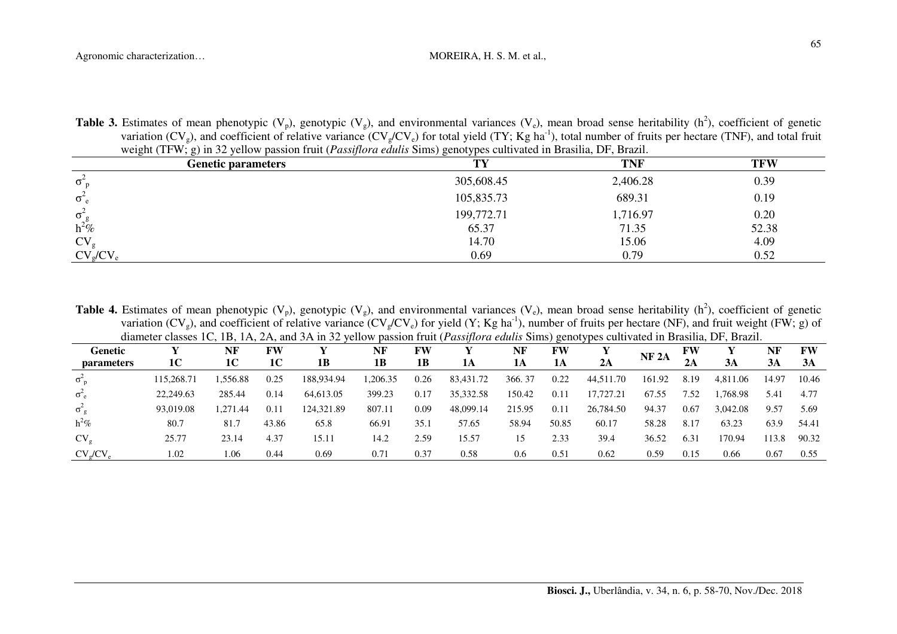**Table 3.** Estimates of mean phenotypic ($V_p$), genotypic ($V_g$), and environmental variances ($V_e$), mean broad sense heritability ($h^2$), coefficient of genetic variation ($CV_g$), and coefficient of relative variance ($CV_g/CV_e$) for total yield (TY; Kg $ha^{-1}$), total number of fruits per hectare (TNF), and total fruit weight (TFW; g) in 32 yellow passion fruit (*Passiflora edulis* Sims) genotypes cultivated in Brasilia, DF, Brazil.

| Genetic parameters | TY | TNF | TFW |
|---|---|---|---|
| $\sigma^2_p$ | 305,608.45 | 2,406.28 | 0.39 |
| $\sigma^2_e$ | 105,835.73 | 689.31 | 0.19 |
| $\sigma^2_g$ | 199,772.71 | 1,716.97 | 0.20 |
| $h^2$% | 65.37 | 71.35 | 52.38 |
| $CV_g$ | 14.70 | 15.06 | 4.09 |
| $CV_g/CV_e$ | 0.69 | 0.79 | 0.52 |

**Table 4.** Estimates of mean phenotypic ($V_p$), genotypic ($V_g$), and environmental variances ($V_e$), mean broad sense heritability ($h^2$), coefficient of genetic variation ($CV_g$), and coefficient of relative variance ($CV_g/CV_e$) for yield (Y; Kg $ha^{-1}$), number of fruits per hectare (NF), and fruit weight (FW; g) of diameter classes 1C, 1B, 1A, 2A, and 3A in 32 yellow passion fruit (*Passiflora edulis* Sims) genotypes cultivated in Brasilia, DF, Brazil.

| Genetic parameters | Y 1C | NF 1C | FW 1C | Y 1B | NF 1B | FW 1B | Y 1A | NF 1A | FW 1A | Y 2A | NF 2A | FW 2A | Y 3A | NF 3A | FW 3A |
|---|---|---|---|---|---|---|---|---|---|---|---|---|---|---|---|
| $\sigma^2_p$ | 115,268.71 | 1,556.88 | 0.25 | 188,934.94 | 1,206.35 | 0.26 | 83,431.72 | 366. 37 | 0.22 | 44,511.70 | 161.92 | 8.19 | 4,811.06 | 14.97 | 10.46 |
| $\sigma^2_e$ | 22,249.63 | 285.44 | 0.14 | 64,613.05 | 399.23 | 0.17 | 35,332.58 | 150.42 | 0.11 | 17,727.21 | 67.55 | 7.52 | 1,768.98 | 5.41 | 4.77 |
| $\sigma^2_g$ | 93,019.08 | 1,271.44 | 0.11 | 124,321.89 | 807.11 | 0.09 | 48,099.14 | 215.95 | 0.11 | 26,784.50 | 94.37 | 0.67 | 3,042.08 | 9.57 | 5.69 |
| $h^2$% | 80.7 | 81.7 | 43.86 | 65.8 | 66.91 | 35.1 | 57.65 | 58.94 | 50.85 | 60.17 | 58.28 | 8.17 | 63.23 | 63.9 | 54.41 |
| $CV_g$ | 25.77 | 23.14 | 4.37 | 15.11 | 14.2 | 2.59 | 15.57 | 15 | 2.33 | 39.4 | 36.52 | 6.31 | 170.94 | 113.8 | 90.32 |
| $CV_g/CV_e$ | 1.02 | 1.06 | 0.44 | 0.69 | 0.71 | 0.37 | 0.58 | 0.6 | 0.51 | 0.62 | 0.59 | 0.15 | 0.66 | 0.67 | 0.55 |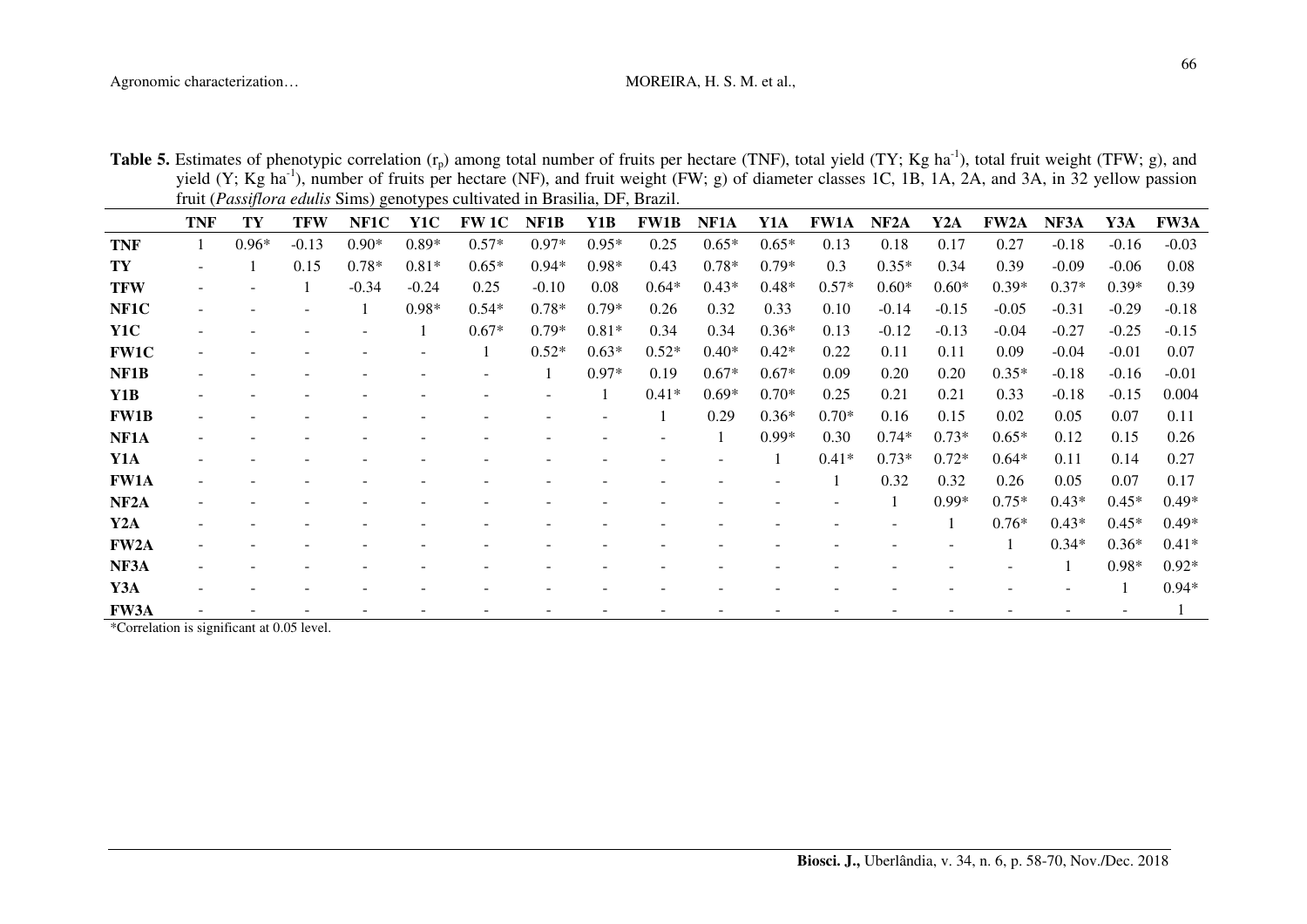**Table 5.** Estimates of phenotypic correlation ($r_p$) among total number of fruits per hectare (TNF), total yield (TY; Kg ha$^{-1}$), total fruit weight (TFW; g), and yield (Y; Kg ha$^{-1}$), number of fruits per hectare (NF), and fruit weight (FW; g) of diameter classes 1C, 1B, 1A, 2A, and 3A, in 32 yellow passion fruit (*Passiflora edulis* Sims) genotypes cultivated in Brasilia, DF, Brazil.

| | TNF | TY | TFW | NF1C | Y1C | FW 1C | NF1B | Y1B | FW1B | NF1A | Y1A | FW1A | NF2A | Y2A | FW2A | NF3A | Y3A | FW3A |
|---|---|---|---|---|---|---|---|---|---|---|---|---|---|---|---|---|---|---|
| **TNF** | 1 | 0.96* | -0.13 | 0.90* | 0.89* | 0.57* | 0.97* | 0.95* | 0.25 | 0.65* | 0.65* | 0.13 | 0.18 | 0.17 | 0.27 | -0.18 | -0.16 | -0.03 |
| **TY** | - | 1 | 0.15 | 0.78* | 0.81* | 0.65* | 0.94* | 0.98* | 0.43 | 0.78* | 0.79* | 0.3 | 0.35* | 0.34 | 0.39 | -0.09 | -0.06 | 0.08 |
| **TFW** | - | - | 1 | -0.34 | -0.24 | 0.25 | -0.10 | 0.08 | 0.64* | 0.43* | 0.48* | 0.57* | 0.60* | 0.60* | 0.39* | 0.37* | 0.39* | 0.39 |
| **NF1C** | - | - | - | 1 | 0.98* | 0.54* | 0.78* | 0.79* | 0.26 | 0.32 | 0.33 | 0.10 | -0.14 | -0.15 | -0.05 | -0.31 | -0.29 | -0.18 |
| **Y1C** | - | - | - | - | 1 | 0.67* | 0.79* | 0.81* | 0.34 | 0.34 | 0.36* | 0.13 | -0.12 | -0.13 | -0.04 | -0.27 | -0.25 | -0.15 |
| **FW1C** | - | - | - | - | - | 1 | 0.52* | 0.63* | 0.52* | 0.40* | 0.42* | 0.22 | 0.11 | 0.11 | 0.09 | -0.04 | -0.01 | 0.07 |
| **NF1B** | - | - | - | - | - | - | 1 | 0.97* | 0.19 | 0.67* | 0.67* | 0.09 | 0.20 | 0.20 | 0.35* | -0.18 | -0.16 | -0.01 |
| **Y1B** | - | - | - | - | - | - | - | 1 | 0.41* | 0.69* | 0.70* | 0.25 | 0.21 | 0.21 | 0.33 | -0.18 | -0.15 | 0.004 |
| **FW1B** | - | - | - | - | - | - | - | - | 1 | 0.29 | 0.36* | 0.70* | 0.16 | 0.15 | 0.02 | 0.05 | 0.07 | 0.11 |
| **NF1A** | - | - | - | - | - | - | - | - | - | 1 | 0.99* | 0.30 | 0.74* | 0.73* | 0.65* | 0.12 | 0.15 | 0.26 |
| **Y1A** | - | - | - | - | - | - | - | - | - | - | 1 | 0.41* | 0.73* | 0.72* | 0.64* | 0.11 | 0.14 | 0.27 |
| **FW1A** | - | - | - | - | - | - | - | - | - | - | - | 1 | 0.32 | 0.32 | 0.26 | 0.05 | 0.07 | 0.17 |
| **NF2A** | - | - | - | - | - | - | - | - | - | - | - | - | 1 | 0.99* | 0.75* | 0.43* | 0.45* | 0.49* |
| **Y2A** | - | - | - | - | - | - | - | - | - | - | - | - | - | 1 | 0.76* | 0.43* | 0.45* | 0.49* |
| **FW2A** | - | - | - | - | - | - | - | - | - | - | - | - | - | - | 1 | 0.34* | 0.36* | 0.41* |
| **NF3A** | - | - | - | - | - | - | - | - | - | - | - | - | - | - | - | 1 | 0.98* | 0.92* |
| **Y3A** | - | - | - | - | - | - | - | - | - | - | - | - | - | - | - | - | 1 | 0.94* |
| **FW3A** | - | - | - | - | - | - | - | - | - | - | - | - | - | - | - | - | - | 1 |

*Correlation is significant at 0.05 level.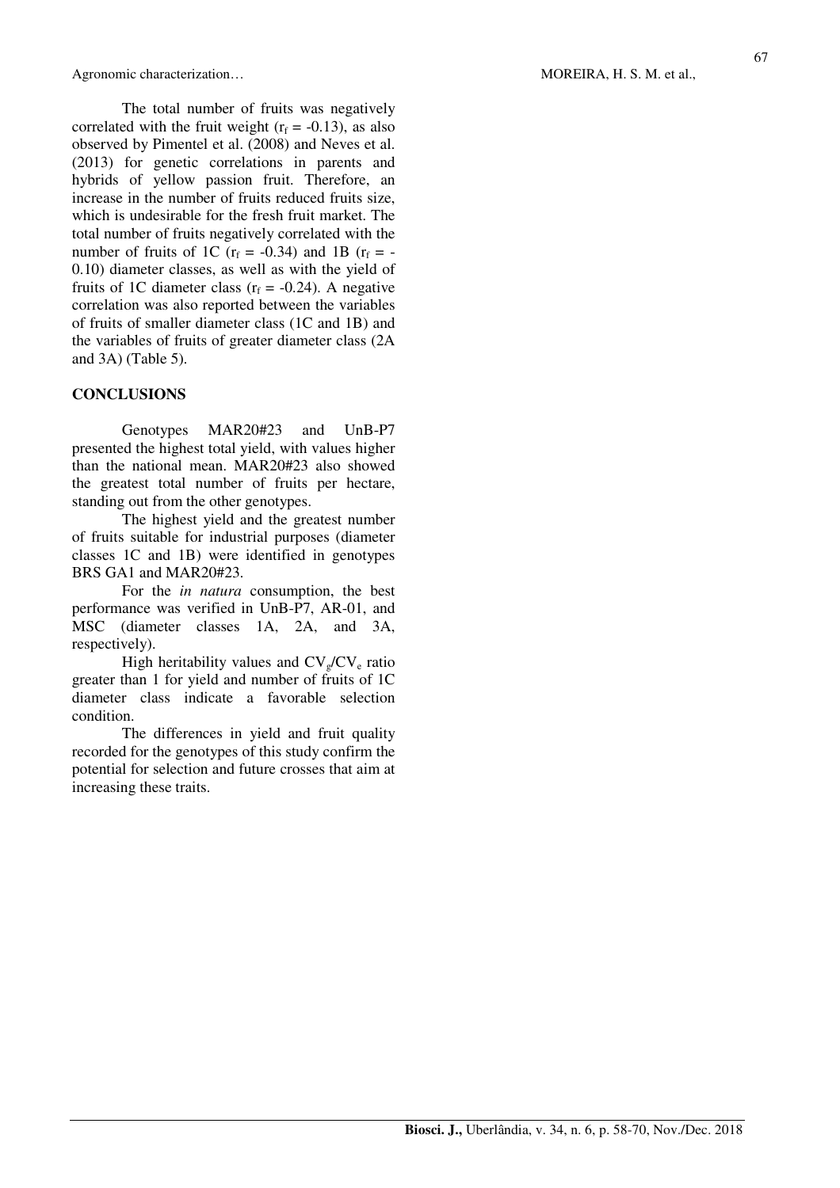The total number of fruits was negatively correlated with the fruit weight ($r_f$ = -0.13), as also observed by Pimentel et al. (2008) and Neves et al. (2013) for genetic correlations in parents and hybrids of yellow passion fruit. Therefore, an increase in the number of fruits reduced fruits size, which is undesirable for the fresh fruit market. The total number of fruits negatively correlated with the number of fruits of 1C ($r_f$ = -0.34) and 1B ($r_f$ = -0.10) diameter classes, as well as with the yield of fruits of 1C diameter class ($r_f$ = -0.24). A negative correlation was also reported between the variables of fruits of smaller diameter class (1C and 1B) and the variables of fruits of greater diameter class (2A and 3A) (Table 5).

## CONCLUSIONS

Genotypes MAR20#23 and UnB-P7 presented the highest total yield, with values higher than the national mean. MAR20#23 also showed the greatest total number of fruits per hectare, standing out from the other genotypes.

The highest yield and the greatest number of fruits suitable for industrial purposes (diameter classes 1C and 1B) were identified in genotypes BRS GA1 and MAR20#23.

For the *in natura* consumption, the best performance was verified in UnB-P7, AR-01, and MSC (diameter classes 1A, 2A, and 3A, respectively).

High heritability values and $CV_g/CV_e$ ratio greater than 1 for yield and number of fruits of 1C diameter class indicate a favorable selection condition.

The differences in yield and fruit quality recorded for the genotypes of this study confirm the potential for selection and future crosses that aim at increasing these traits.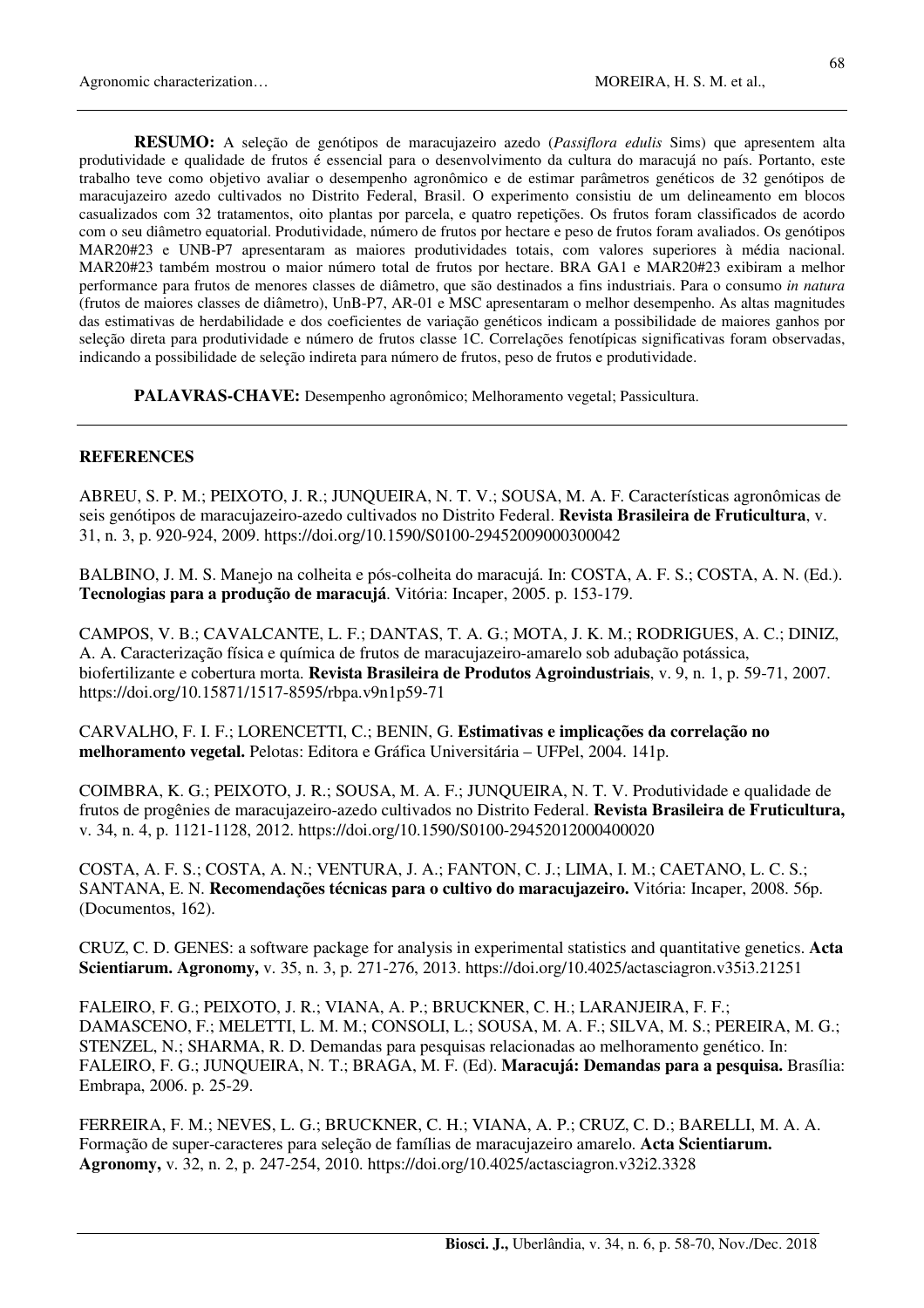**RESUMO:** A seleção de genótipos de maracujazeiro azedo (*Passiflora edulis* Sims) que apresentem alta produtividade e qualidade de frutos é essencial para o desenvolvimento da cultura do maracujá no país. Portanto, este trabalho teve como objetivo avaliar o desempenho agronômico e de estimar parâmetros genéticos de 32 genótipos de maracujazeiro azedo cultivados no Distrito Federal, Brasil. O experimento consistiu de um delineamento em blocos casualizados com 32 tratamentos, oito plantas por parcela, e quatro repetições. Os frutos foram classificados de acordo com o seu diâmetro equatorial. Produtividade, número de frutos por hectare e peso de frutos foram avaliados. Os genótipos MAR20#23 e UNB-P7 apresentaram as maiores produtividades totais, com valores superiores à média nacional. MAR20#23 também mostrou o maior número total de frutos por hectare. BRA GA1 e MAR20#23 exibiram a melhor performance para frutos de menores classes de diâmetro, que são destinados a fins industriais. Para o consumo *in natura* (frutos de maiores classes de diâmetro), UnB-P7, AR-01 e MSC apresentaram o melhor desempenho. As altas magnitudes das estimativas de herdabilidade e dos coeficientes de variação genéticos indicam a possibilidade de maiores ganhos por seleção direta para produtividade e número de frutos classe 1C. Correlações fenotípicas significativas foram observadas, indicando a possibilidade de seleção indireta para número de frutos, peso de frutos e produtividade.

**PALAVRAS-CHAVE:** Desempenho agronômico; Melhoramento vegetal; Passicultura.

## REFERENCES

ABREU, S. P. M.; PEIXOTO, J. R.; JUNQUEIRA, N. T. V.; SOUSA, M. A. F. Características agronômicas de seis genótipos de maracujazeiro-azedo cultivados no Distrito Federal. **Revista Brasileira de Fruticultura**, v. 31, n. 3, p. 920-924, 2009. https://doi.org/10.1590/S0100-29452009000300042

BALBINO, J. M. S. Manejo na colheita e pós-colheita do maracujá. In: COSTA, A. F. S.; COSTA, A. N. (Ed.). **Tecnologias para a produção de maracujá**. Vitória: Incaper, 2005. p. 153-179.

CAMPOS, V. B.; CAVALCANTE, L. F.; DANTAS, T. A. G.; MOTA, J. K. M.; RODRIGUES, A. C.; DINIZ, A. A. Caracterização física e química de frutos de maracujazeiro-amarelo sob adubação potássica, biofertilizante e cobertura morta. **Revista Brasileira de Produtos Agroindustriais**, v. 9, n. 1, p. 59-71, 2007. https://doi.org/10.15871/1517-8595/rbpa.v9n1p59-71

CARVALHO, F. I. F.; LORENCETTI, C.; BENIN, G. **Estimativas e implicações da correlação no melhoramento vegetal.** Pelotas: Editora e Gráfica Universitária – UFPel, 2004. 141p.

COIMBRA, K. G.; PEIXOTO, J. R.; SOUSA, M. A. F.; JUNQUEIRA, N. T. V. Produtividade e qualidade de frutos de progênies de maracujazeiro-azedo cultivados no Distrito Federal. **Revista Brasileira de Fruticultura,** v. 34, n. 4, p. 1121-1128, 2012. https://doi.org/10.1590/S0100-29452012000400020

COSTA, A. F. S.; COSTA, A. N.; VENTURA, J. A.; FANTON, C. J.; LIMA, I. M.; CAETANO, L. C. S.; SANTANA, E. N. **Recomendações técnicas para o cultivo do maracujazeiro.** Vitória: Incaper, 2008. 56p. (Documentos, 162).

CRUZ, C. D. GENES: a software package for analysis in experimental statistics and quantitative genetics. **Acta Scientiarum. Agronomy,** v. 35, n. 3, p. 271-276, 2013. https://doi.org/10.4025/actasciagron.v35i3.21251

FALEIRO, F. G.; PEIXOTO, J. R.; VIANA, A. P.; BRUCKNER, C. H.; LARANJEIRA, F. F.; DAMASCENO, F.; MELETTI, L. M. M.; CONSOLI, L.; SOUSA, M. A. F.; SILVA, M. S.; PEREIRA, M. G.; STENZEL, N.; SHARMA, R. D. Demandas para pesquisas relacionadas ao melhoramento genético. In: FALEIRO, F. G.; JUNQUEIRA, N. T.; BRAGA, M. F. (Ed). **Maracujá: Demandas para a pesquisa.** Brasília: Embrapa, 2006. p. 25-29.

FERREIRA, F. M.; NEVES, L. G.; BRUCKNER, C. H.; VIANA, A. P.; CRUZ, C. D.; BARELLI, M. A. A. Formação de super-caracteres para seleção de famílias de maracujazeiro amarelo. **Acta Scientiarum. Agronomy,** v. 32, n. 2, p. 247-254, 2010. https://doi.org/10.4025/actasciagron.v32i2.3328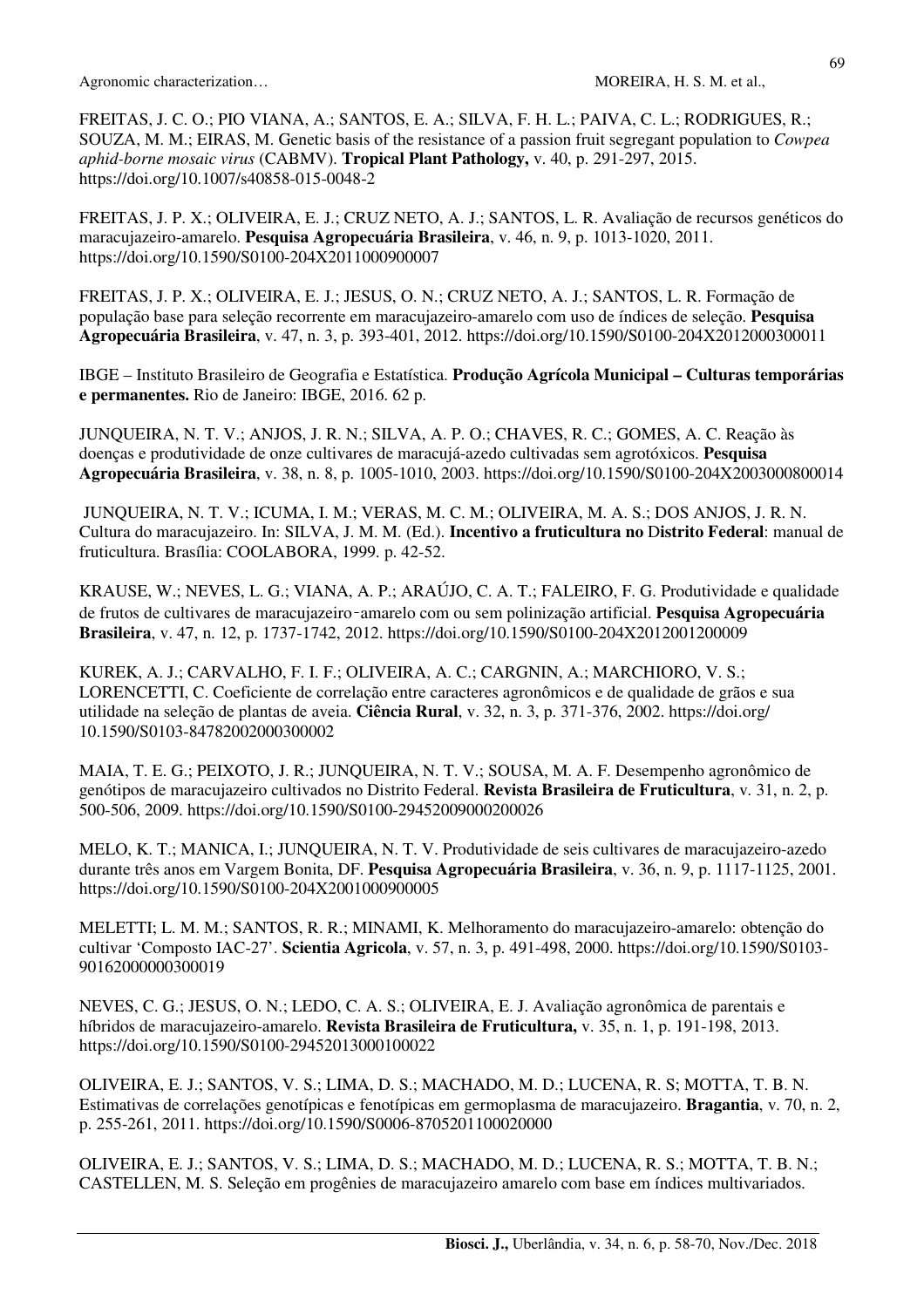FREITAS, J. C. O.; PIO VIANA, A.; SANTOS, E. A.; SILVA, F. H. L.; PAIVA, C. L.; RODRIGUES, R.; SOUZA, M. M.; EIRAS, M. Genetic basis of the resistance of a passion fruit segregant population to *Cowpea aphid-borne mosaic virus* (CABMV). **Tropical Plant Pathology,** v. 40, p. 291-297, 2015. https://doi.org/10.1007/s40858-015-0048-2

FREITAS, J. P. X.; OLIVEIRA, E. J.; CRUZ NETO, A. J.; SANTOS, L. R. Avaliação de recursos genéticos do maracujazeiro-amarelo. **Pesquisa Agropecuária Brasileira**, v. 46, n. 9, p. 1013-1020, 2011. https://doi.org/10.1590/S0100-204X2011000900007

FREITAS, J. P. X.; OLIVEIRA, E. J.; JESUS, O. N.; CRUZ NETO, A. J.; SANTOS, L. R. Formação de população base para seleção recorrente em maracujazeiro-amarelo com uso de índices de seleção. **Pesquisa Agropecuária Brasileira**, v. 47, n. 3, p. 393-401, 2012. https://doi.org/10.1590/S0100-204X2012000300011

IBGE – Instituto Brasileiro de Geografia e Estatística. **Produção Agrícola Municipal – Culturas temporárias e permanentes.** Rio de Janeiro: IBGE, 2016. 62 p.

JUNQUEIRA, N. T. V.; ANJOS, J. R. N.; SILVA, A. P. O.; CHAVES, R. C.; GOMES, A. C. Reação às doenças e produtividade de onze cultivares de maracujá-azedo cultivadas sem agrotóxicos. **Pesquisa Agropecuária Brasileira**, v. 38, n. 8, p. 1005-1010, 2003. https://doi.org/10.1590/S0100-204X2003000800014

JUNQUEIRA, N. T. V.; ICUMA, I. M.; VERAS, M. C. M.; OLIVEIRA, M. A. S.; DOS ANJOS, J. R. N. Cultura do maracujazeiro. In: SILVA, J. M. M. (Ed.). **Incentivo a fruticultura no Distrito Federal**: manual de fruticultura. Brasília: COOLABORA, 1999. p. 42-52.

KRAUSE, W.; NEVES, L. G.; VIANA, A. P.; ARAÚJO, C. A. T.; FALEIRO, F. G. Produtividade e qualidade de frutos de cultivares de maracujazeiro‑amarelo com ou sem polinização artificial. **Pesquisa Agropecuária Brasileira**, v. 47, n. 12, p. 1737-1742, 2012. https://doi.org/10.1590/S0100-204X2012001200009

KUREK, A. J.; CARVALHO, F. I. F.; OLIVEIRA, A. C.; CARGNIN, A.; MARCHIORO, V. S.; LORENCETTI, C. Coeficiente de correlação entre caracteres agronômicos e de qualidade de grãos e sua utilidade na seleção de plantas de aveia. **Ciência Rural**, v. 32, n. 3, p. 371-376, 2002. https://doi.org/10.1590/S0103-84782002000300002

MAIA, T. E. G.; PEIXOTO, J. R.; JUNQUEIRA, N. T. V.; SOUSA, M. A. F. Desempenho agronômico de genótipos de maracujazeiro cultivados no Distrito Federal. **Revista Brasileira de Fruticultura**, v. 31, n. 2, p. 500-506, 2009. https://doi.org/10.1590/S0100-29452009000200026

MELO, K. T.; MANICA, I.; JUNQUEIRA, N. T. V. Produtividade de seis cultivares de maracujazeiro-azedo durante três anos em Vargem Bonita, DF. **Pesquisa Agropecuária Brasileira**, v. 36, n. 9, p. 1117-1125, 2001. https://doi.org/10.1590/S0100-204X2001000900005

MELETTI; L. M. M.; SANTOS, R. R.; MINAMI, K. Melhoramento do maracujazeiro-amarelo: obtenção do cultivar 'Composto IAC-27'. **Scientia Agricola**, v. 57, n. 3, p. 491-498, 2000. https://doi.org/10.1590/S0103-90162000000300019

NEVES, C. G.; JESUS, O. N.; LEDO, C. A. S.; OLIVEIRA, E. J. Avaliação agronômica de parentais e híbridos de maracujazeiro-amarelo. **Revista Brasileira de Fruticultura,** v. 35, n. 1, p. 191-198, 2013. https://doi.org/10.1590/S0100-29452013000100022

OLIVEIRA, E. J.; SANTOS, V. S.; LIMA, D. S.; MACHADO, M. D.; LUCENA, R. S; MOTTA, T. B. N. Estimativas de correlações genotípicas e fenotípicas em germoplasma de maracujazeiro. **Bragantia**, v. 70, n. 2, p. 255-261, 2011. https://doi.org/10.1590/S0006-87052011000200000

OLIVEIRA, E. J.; SANTOS, V. S.; LIMA, D. S.; MACHADO, M. D.; LUCENA, R. S.; MOTTA, T. B. N.; CASTELLEN, M. S. Seleção em progênies de maracujazeiro amarelo com base em índices multivariados.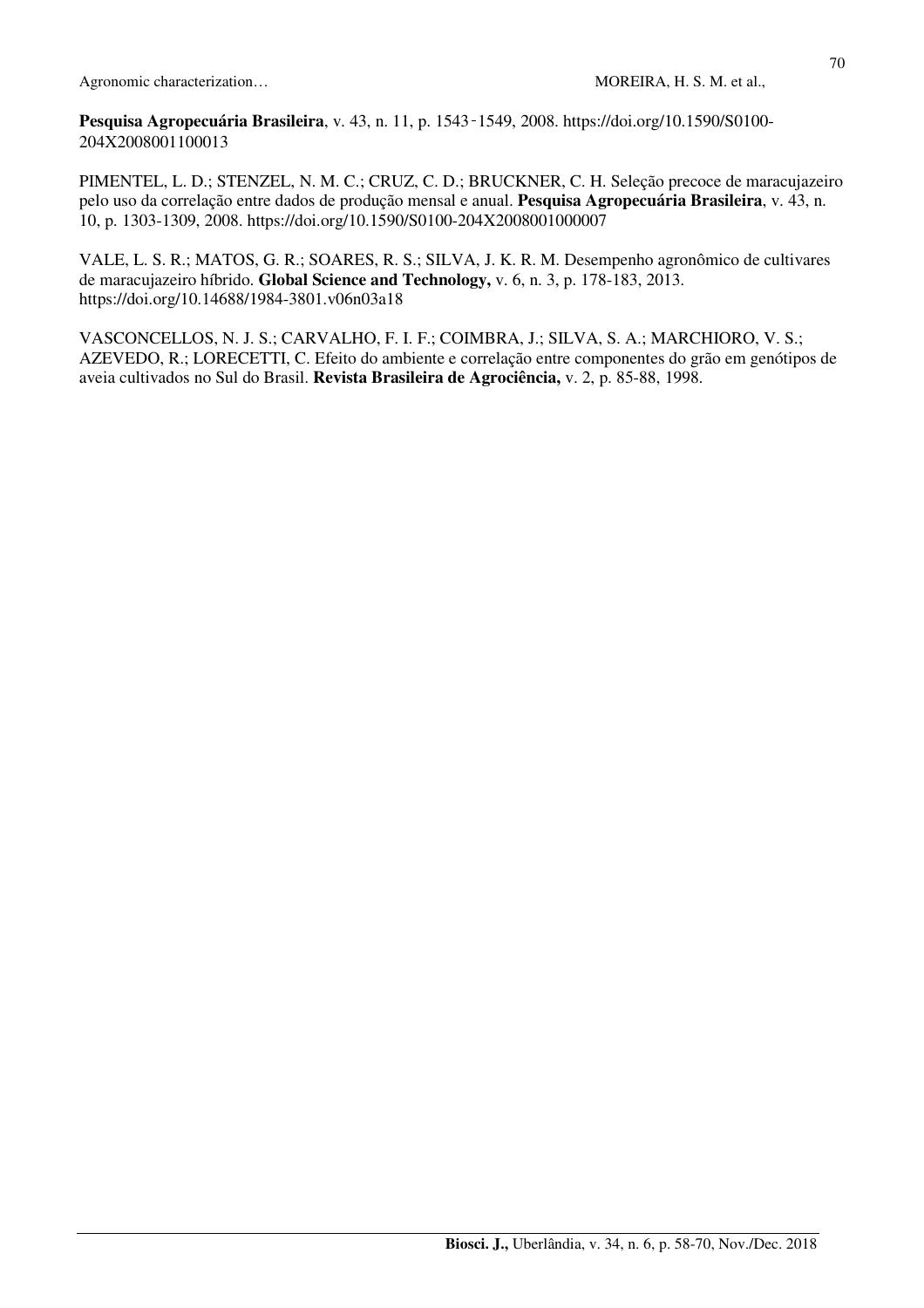**Pesquisa Agropecuária Brasileira**, v. 43, n. 11, p. 1543‑1549, 2008. https://doi.org/10.1590/S0100-204X2008001100013

PIMENTEL, L. D.; STENZEL, N. M. C.; CRUZ, C. D.; BRUCKNER, C. H. Seleção precoce de maracujazeiro pelo uso da correlação entre dados de produção mensal e anual. **Pesquisa Agropecuária Brasileira**, v. 43, n. 10, p. 1303-1309, 2008. https://doi.org/10.1590/S0100-204X2008001000007

VALE, L. S. R.; MATOS, G. R.; SOARES, R. S.; SILVA, J. K. R. M. Desempenho agronômico de cultivares de maracujazeiro híbrido. **Global Science and Technology,** v. 6, n. 3, p. 178-183, 2013. https://doi.org/10.14688/1984-3801.v06n03a18

VASCONCELLOS, N. J. S.; CARVALHO, F. I. F.; COIMBRA, J.; SILVA, S. A.; MARCHIORO, V. S.; AZEVEDO, R.; LORECETTI, C. Efeito do ambiente e correlação entre componentes do grão em genótipos de aveia cultivados no Sul do Brasil. **Revista Brasileira de Agrociência,** v. 2, p. 85-88, 1998.